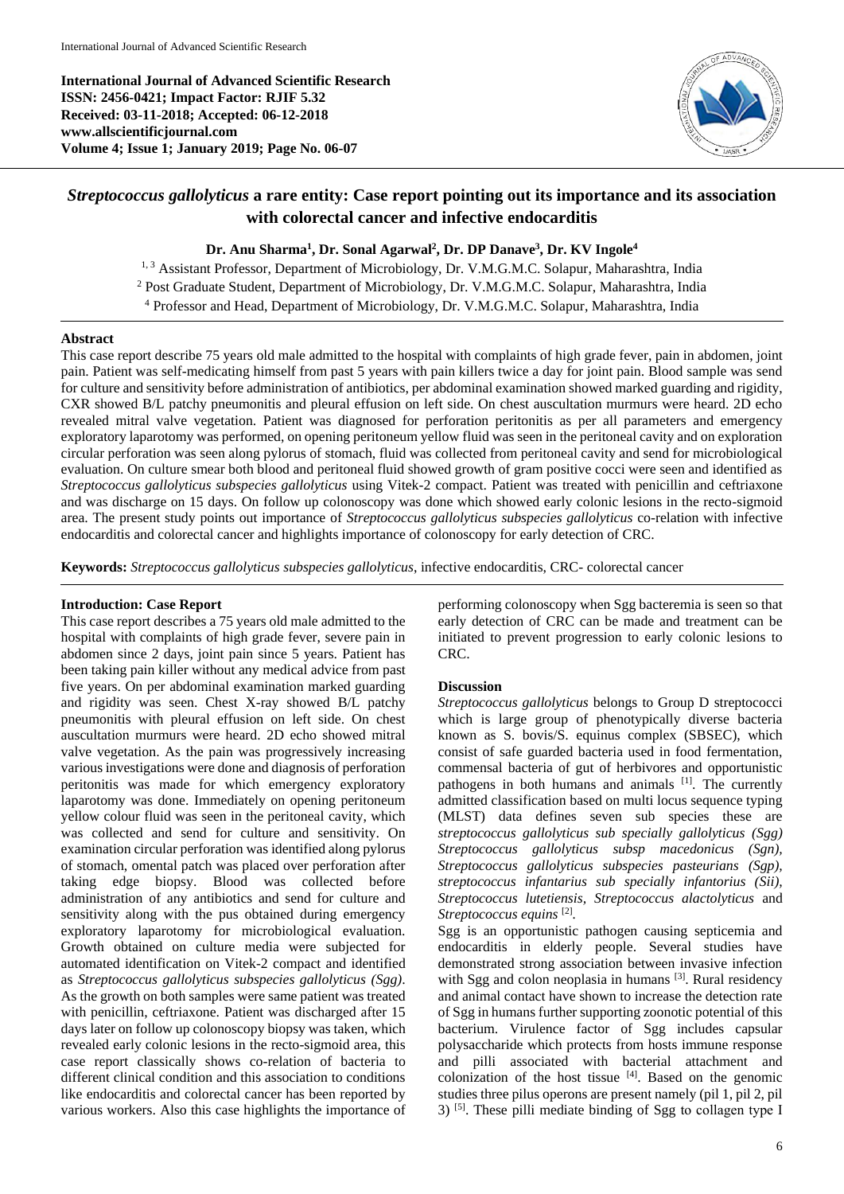International Journal of Advanced Scientific Research
**ISSN: 2456-0421; Impact Factor: RJIF 5.32**
**Received: 03-11-2018; Accepted: 06-12-2018**
**www.allscientificjournal.com**

# *Streptococcus gallolyticus* a rare entity: Case report pointing out its importance and its association with colorectal cancer and infective endocarditis

**Dr. Anu Sharma[1], Dr. Sonal Agarwal[2], Dr. DP Danave[3], Dr. KV Ingole[4]**

[1, 3] Assistant Professor, Department of Microbiology, Dr. V.M.G.M.C. Solapur, Maharashtra, India
[2] Post Graduate Student, Department of Microbiology, Dr. V.M.G.M.C. Solapur, Maharashtra, India
[4] Professor and Head, Department of Microbiology, Dr. V.M.G.M.C. Solapur, Maharashtra, India

## Abstract

This case report describe 75 years old male admitted to the hospital with complaints of high grade fever, pain in abdomen, joint pain. Patient was self-medicating himself from past 5 years with pain killers twice a day for joint pain. Blood sample was send for culture and sensitivity before administration of antibiotics, per abdominal examination showed marked guarding and rigidity, CXR showed B/L patchy pneumonitis and pleural effusion on left side. On chest auscultation murmurs were heard. 2D echo revealed mitral valve vegetation. Patient was diagnosed for perforation peritonitis as per all parameters and emergency exploratory laparotomy was performed, on opening peritoneum yellow fluid was seen in the peritoneal cavity and on exploration circular perforation was seen along pylorus of stomach, fluid was collected from peritoneal cavity and send for microbiological evaluation. On culture smear both blood and peritoneal fluid showed growth of gram positive cocci were seen and identified as *Streptococcus gallolyticus subspecies gallolyticus* using Vitek-2 compact. Patient was treated with penicillin and ceftriaxone and was discharge on 15 days. On follow up colonoscopy was done which showed early colonic lesions in the recto-sigmoid area. The present study points out importance of *Streptococcus gallolyticus subspecies gallolyticus* co-relation with infective endocarditis and colorectal cancer and highlights importance of colonoscopy for early detection of CRC.

**Keywords:** *Streptococcus gallolyticus subspecies gallolyticus*, infective endocarditis, CRC- colorectal cancer

## Introduction: Case Report

This case report describes a 75 years old male admitted to the hospital with complaints of high grade fever, severe pain in abdomen since 2 days, joint pain since 5 years. Patient has been taking pain killer without any medical advice from past five years. On per abdominal examination marked guarding and rigidity was seen. Chest X-ray showed B/L patchy pneumonitis with pleural effusion on left side. On chest auscultation murmurs were heard. 2D echo showed mitral valve vegetation. As the pain was progressively increasing various investigations were done and diagnosis of perforation peritonitis was made for which emergency exploratory laparotomy was done. Immediately on opening peritoneum yellow colour fluid was seen in the peritoneal cavity, which was collected and send for culture and sensitivity. On examination circular perforation was identified along pylorus of stomach, omental patch was placed over perforation after taking edge biopsy. Blood was collected before administration of any antibiotics and send for culture and sensitivity along with the pus obtained during emergency exploratory laparotomy for microbiological evaluation. Growth obtained on culture media were subjected for automated identification on Vitek-2 compact and identified as *Streptococcus gallolyticus subspecies gallolyticus (Sgg)*. As the growth on both samples were same patient was treated with penicillin, ceftriaxone. Patient was discharged after 15 days later on follow up colonoscopy biopsy was taken, which revealed early colonic lesions in the recto-sigmoid area, this case report classically shows co-relation of bacteria to different clinical condition and this association to conditions like endocarditis and colorectal cancer has been reported by various workers. Also this case highlights the importance of performing colonoscopy when Sgg bacteremia is seen so that early detection of CRC can be made and treatment can be initiated to prevent progression to early colonic lesions to CRC.

## Discussion

*Streptococcus gallolyticus* belongs to Group D streptococci which is large group of phenotypically diverse bacteria known as S. bovis/S. equinus complex (SBSEC), which consist of safe guarded bacteria used in food fermentation, commensal bacteria of gut of herbivores and opportunistic pathogens in both humans and animals [1]. The currently admitted classification based on multi locus sequence typing (MLST) data defines seven sub species these are *streptococcus gallolyticus sub specially gallolyticus (Sgg) Streptococcus gallolyticus subsp macedonicus (Sgn), Streptococcus gallolyticus subspecies pasteurians (Sgp), streptococcus infantarius sub specially infantorius (Sii), Streptococcus lutetiensis, Streptococcus alactolyticus* and *Streptococcus equins* [2].

Sgg is an opportunistic pathogen causing septicemia and endocarditis in elderly people. Several studies have demonstrated strong association between invasive infection with Sgg and colon neoplasia in humans [3]. Rural residency and animal contact have shown to increase the detection rate of Sgg in humans further supporting zoonotic potential of this bacterium. Virulence factor of Sgg includes capsular polysaccharide which protects from hosts immune response and pilli associated with bacterial attachment and colonization of the host tissue [4]. Based on the genomic studies three pilus operons are present namely (pil 1, pil 2, pil 3) [5]. These pilli mediate binding of Sgg to collagen type I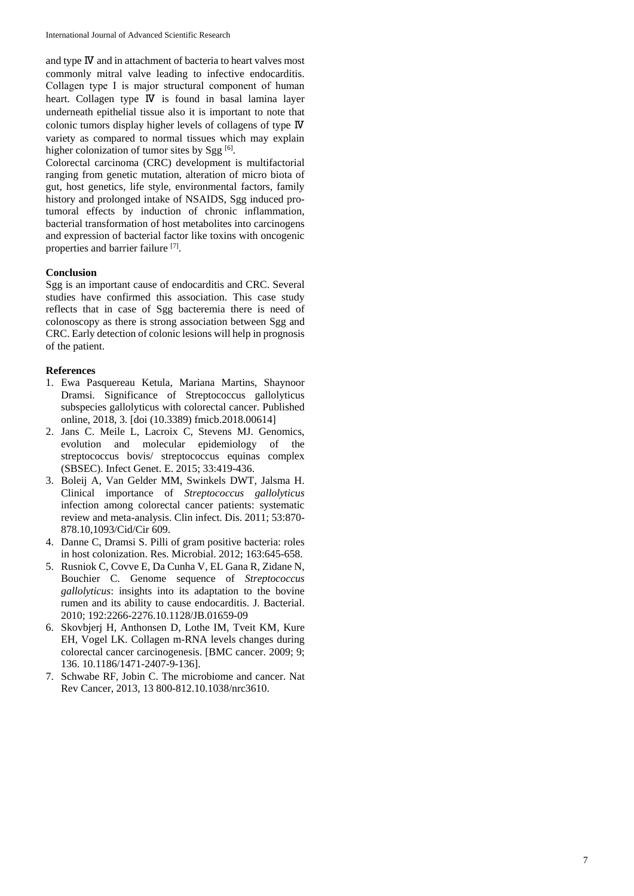and type Ⅳ and in attachment of bacteria to heart valves most commonly mitral valve leading to infective endocarditis. Collagen type I is major structural component of human heart. Collagen type Ⅳ is found in basal lamina layer underneath epithelial tissue also it is important to note that colonic tumors display higher levels of collagens of type Ⅳ variety as compared to normal tissues which may explain higher colonization of tumor sites by Sgg [6].

Colorectal carcinoma (CRC) development is multifactorial ranging from genetic mutation, alteration of micro biota of gut, host genetics, life style, environmental factors, family history and prolonged intake of NSAIDS, Sgg induced pro-tumoral effects by induction of chronic inflammation, bacterial transformation of host metabolites into carcinogens and expression of bacterial factor like toxins with oncogenic properties and barrier failure [7].

**Conclusion**

Sgg is an important cause of endocarditis and CRC. Several studies have confirmed this association. This case study reflects that in case of Sgg bacteremia there is need of colonoscopy as there is strong association between Sgg and CRC. Early detection of colonic lesions will help in prognosis of the patient.

**References**

1. Ewa Pasquereau Ketula, Mariana Martins, Shaynoor Dramsi. Significance of Streptococcus gallolyticus subspecies gallolyticus with colorectal cancer. Published online, 2018, 3. [doi (10.3389) fmicb.2018.00614]
2. Jans C. Meile L, Lacroix C, Stevens MJ. Genomics, evolution and molecular epidemiology of the streptococcus bovis/ streptococcus equinas complex (SBSEC). Infect Genet. E. 2015; 33:419-436.
3. Boleij A, Van Gelder MM, Swinkels DWT, Jalsma H. Clinical importance of *Streptococcus gallolyticus* infection among colorectal cancer patients: systematic review and meta-analysis. Clin infect. Dis. 2011; 53:870-878.10,1093/Cid/Cir 609.
4. Danne C, Dramsi S. Pilli of gram positive bacteria: roles in host colonization. Res. Microbial. 2012; 163:645-658.
5. Rusniok C, Covve E, Da Cunha V, EL Gana R, Zidane N, Bouchier C. Genome sequence of *Streptococcus gallolyticus*: insights into its adaptation to the bovine rumen and its ability to cause endocarditis. J. Bacterial. 2010; 192:2266-2276.10.1128/JB.01659-09
6. Skovbjerj H, Anthonsen D, Lothe IM, Tveit KM, Kure EH, Vogel LK. Collagen m-RNA levels changes during colorectal cancer carcinogenesis. [BMC cancer. 2009; 9; 136. 10.1186/1471-2407-9-136].
7. Schwabe RF, Jobin C. The microbiome and cancer. Nat Rev Cancer, 2013, 13 800-812.10.1038/nrc3610.